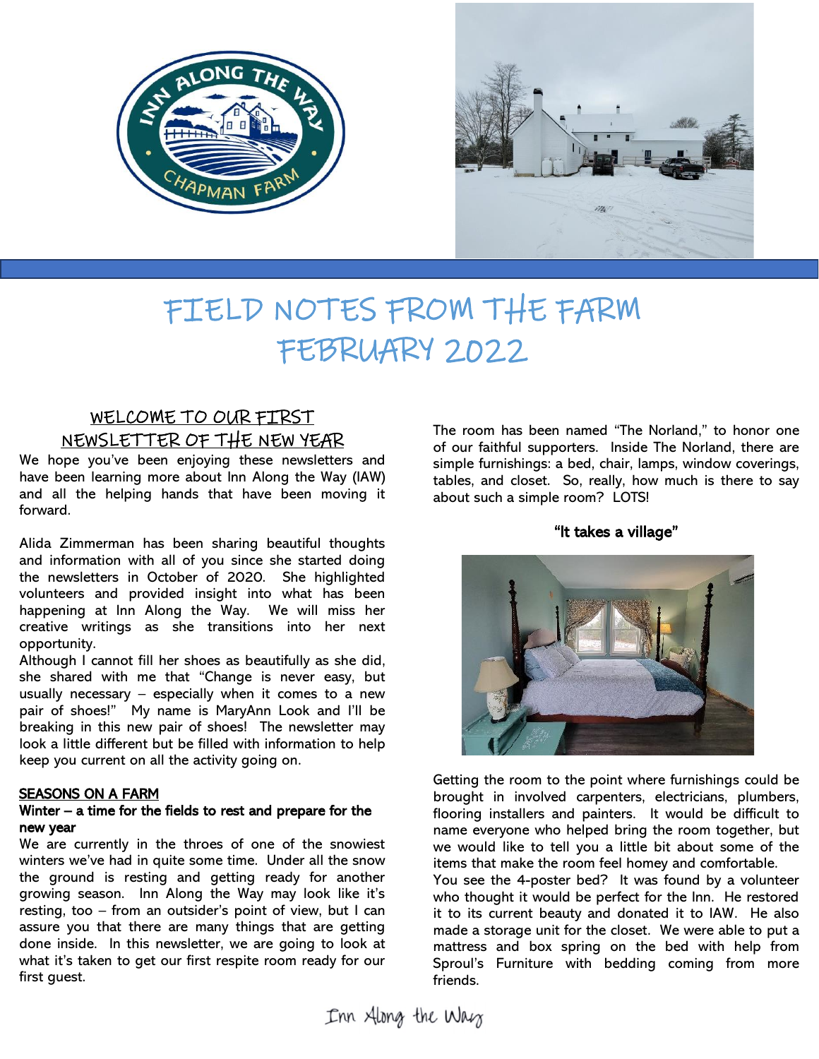# FIELD NOTES FROM THE FARM
# FEBRUARY 2022

## WELCOME TO OUR FIRST NEWSLETTER OF THE NEW YEAR

We hope you've been enjoying these newsletters and have been learning more about Inn Along the Way (IAW) and all the helping hands that have been moving it forward.

Alida Zimmerman has been sharing beautiful thoughts and information with all of you since she started doing the newsletters in October of 2020. She highlighted volunteers and provided insight into what has been happening at Inn Along the Way. We will miss her creative writings as she transitions into her next opportunity.

Although I cannot fill her shoes as beautifully as she did, she shared with me that "Change is never easy, but usually necessary – especially when it comes to a new pair of shoes!" My name is MaryAnn Look and I'll be breaking in this new pair of shoes! The newsletter may look a little different but be filled with information to help keep you current on all the activity going on.

## SEASONS ON A FARM

**Winter – a time for the fields to rest and prepare for the new year**

We are currently in the throes of one of the snowiest winters we've had in quite some time. Under all the snow the ground is resting and getting ready for another growing season. Inn Along the Way may look like it's resting, too – from an outsider's point of view, but I can assure you that there are many things that are getting done inside. In this newsletter, we are going to look at what it's taken to get our first respite room ready for our first guest.

The room has been named "The Norland," to honor one of our faithful supporters. Inside The Norland, there are simple furnishings: a bed, chair, lamps, window coverings, tables, and closet. So, really, how much is there to say about such a simple room? LOTS!

**"It takes a village"**

Getting the room to the point where furnishings could be brought in involved carpenters, electricians, plumbers, flooring installers and painters. It would be difficult to name everyone who helped bring the room together, but we would like to tell you a little bit about some of the items that make the room feel homey and comfortable.

You see the 4-poster bed? It was found by a volunteer who thought it would be perfect for the Inn. He restored it to its current beauty and donated it to IAW. He also made a storage unit for the closet. We were able to put a mattress and box spring on the bed with help from Sproul's Furniture with bedding coming from more friends.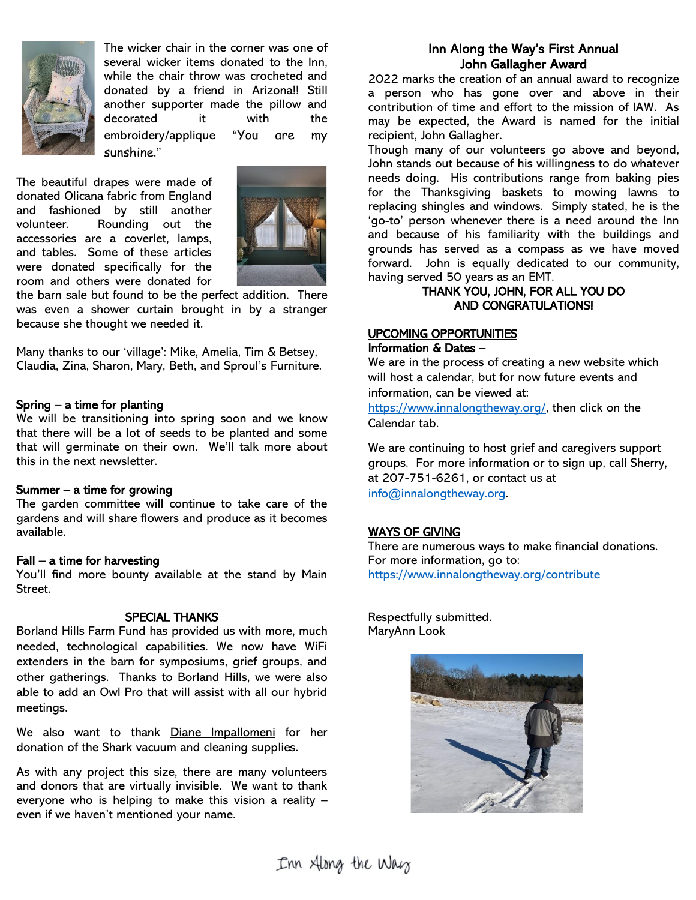The wicker chair in the corner was one of several wicker items donated to the Inn, while the chair throw was crocheted and donated by a friend in Arizona!! Still another supporter made the pillow and decorated it with the embroidery/applique "You are my sunshine."

The beautiful drapes were made of donated Olicana fabric from England and fashioned by still another volunteer. Rounding out the accessories are a coverlet, lamps, and tables. Some of these articles were donated specifically for the room and others were donated for the barn sale but found to be the perfect addition. There was even a shower curtain brought in by a stranger because she thought we needed it.

Many thanks to our 'village': Mike, Amelia, Tim & Betsey, Claudia, Zina, Sharon, Mary, Beth, and Sproul's Furniture.

**Spring – a time for planting**

We will be transitioning into spring soon and we know that there will be a lot of seeds to be planted and some that will germinate on their own. We'll talk more about this in the next newsletter.

**Summer – a time for growing**

The garden committee will continue to take care of the gardens and will share flowers and produce as it becomes available.

**Fall – a time for harvesting**

You'll find more bounty available at the stand by Main Street.

**SPECIAL THANKS**

Borland Hills Farm Fund has provided us with more, much needed, technological capabilities. We now have WiFi extenders in the barn for symposiums, grief groups, and other gatherings. Thanks to Borland Hills, we were also able to add an Owl Pro that will assist with all our hybrid meetings.

We also want to thank Diane Impallomeni for her donation of the Shark vacuum and cleaning supplies.

As with any project this size, there are many volunteers and donors that are virtually invisible. We want to thank everyone who is helping to make this vision a reality – even if we haven't mentioned your name.

## Inn Along the Way's First Annual John Gallagher Award

2022 marks the creation of an annual award to recognize a person who has gone over and above in their contribution of time and effort to the mission of IAW. As may be expected, the Award is named for the initial recipient, John Gallagher.

Though many of our volunteers go above and beyond, John stands out because of his willingness to do whatever needs doing. His contributions range from baking pies for the Thanksgiving baskets to mowing lawns to replacing shingles and windows. Simply stated, he is the 'go-to' person whenever there is a need around the Inn and because of his familiarity with the buildings and grounds has served as a compass as we have moved forward. John is equally dedicated to our community, having served 50 years as an EMT.

**THANK YOU, JOHN, FOR ALL YOU DO AND CONGRATULATIONS!**

**UPCOMING OPPORTUNITIES**

**Information & Dates** –

We are in the process of creating a new website which will host a calendar, but for now future events and information, can be viewed at: https://www.innalongtheway.org/, then click on the Calendar tab.

We are continuing to host grief and caregivers support groups. For more information or to sign up, call Sherry, at 207-751-6261, or contact us at info@innalongtheway.org.

**WAYS OF GIVING**

There are numerous ways to make financial donations. For more information, go to: https://www.innalongtheway.org/contribute

Respectfully submitted.
MaryAnn Look